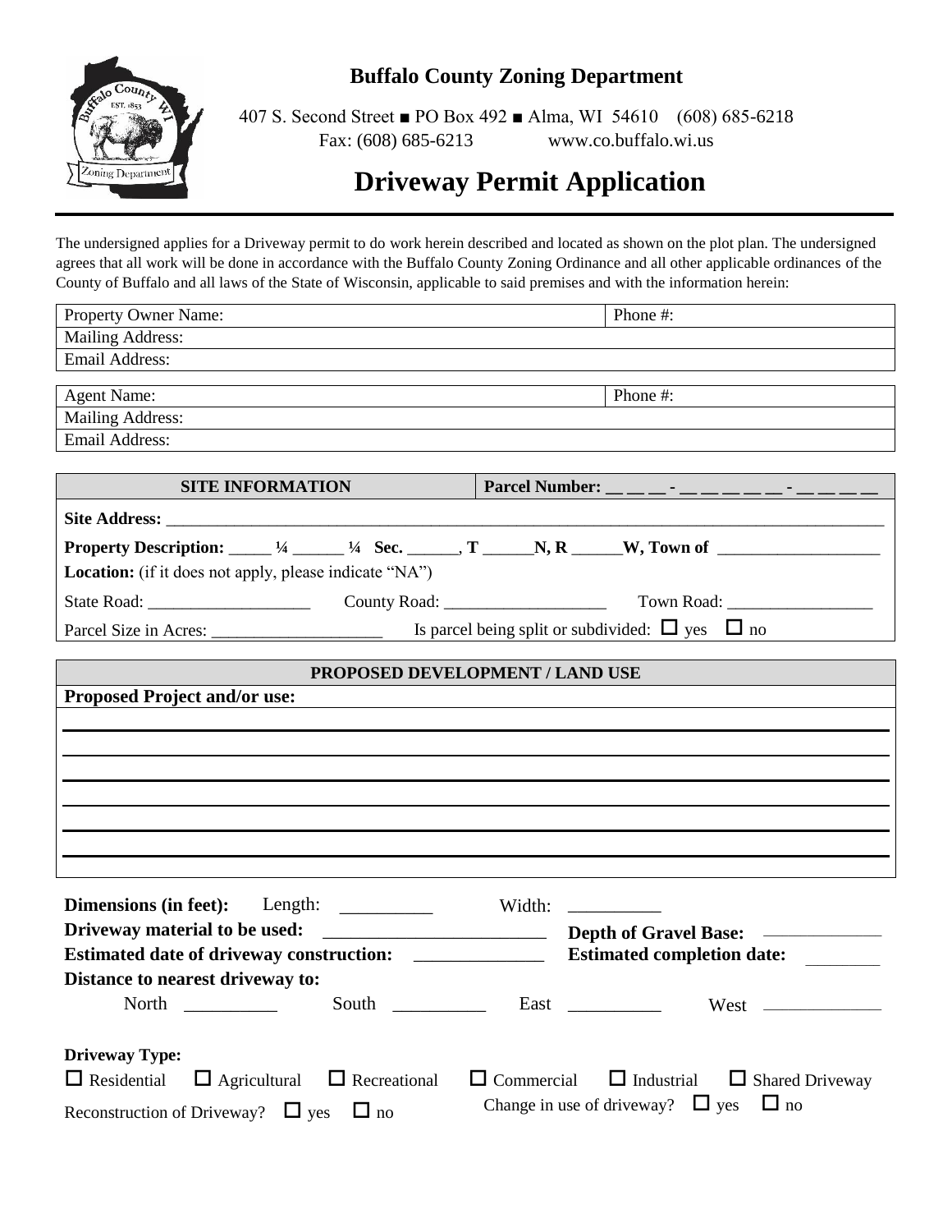# Buffalo County Zoning Department

407 S. Second Street ■ PO Box 492 ■ Alma, WI 54610 (608) 685-6218
Fax: (608) 685-6213 www.co.buffalo.wi.us

# Driveway Permit Application

The undersigned applies for a Driveway permit to do work herein described and located as shown on the plot plan. The undersigned agrees that all work will be done in accordance with the Buffalo County Zoning Ordinance and all other applicable ordinances of the County of Buffalo and all laws of the State of Wisconsin, applicable to said premises and with the information herein:

| Property Owner Name: | Phone #: |
|---|---|
| Mailing Address: | |
| Email Address: | |

| Agent Name: | Phone #: |
|---|---|
| Mailing Address: | |
| Email Address: | |

| SITE INFORMATION | Parcel Number: __ __ __ - __ __ __ __ __ - __ __ __ __ |
|---|---|

**Site Address:** ____________________________________________

**Property Description:** _____ ¼ ______ ¼ **Sec.** ______, **T** ______**N, R** ______**W, Town of** ___________________

**Location:** (if it does not apply, please indicate "NA")

State Road: ___________________ County Road: ___________________ Town Road: _________________

Parcel Size in Acres: ___________________ Is parcel being split or subdivided: ☐ yes ☐ no

## PROPOSED DEVELOPMENT / LAND USE

**Proposed Project and/or use:**

______________________________________________

______________________________________________

______________________________________________

______________________________________________

______________________________________________

______________________________________________

**Dimensions (in feet):** Length: __________ Width: __________

**Driveway material to be used:** ________________________ **Depth of Gravel Base:** ____________

**Estimated date of driveway construction:** ______________ **Estimated completion date:** ________

**Distance to nearest driveway to:**

North __________ South __________ East __________ West ____________

**Driveway Type:**

☐ Residential ☐ Agricultural ☐ Recreational ☐ Commercial ☐ Industrial ☐ Shared Driveway

Reconstruction of Driveway? ☐ yes ☐ no Change in use of driveway? ☐ yes ☐ no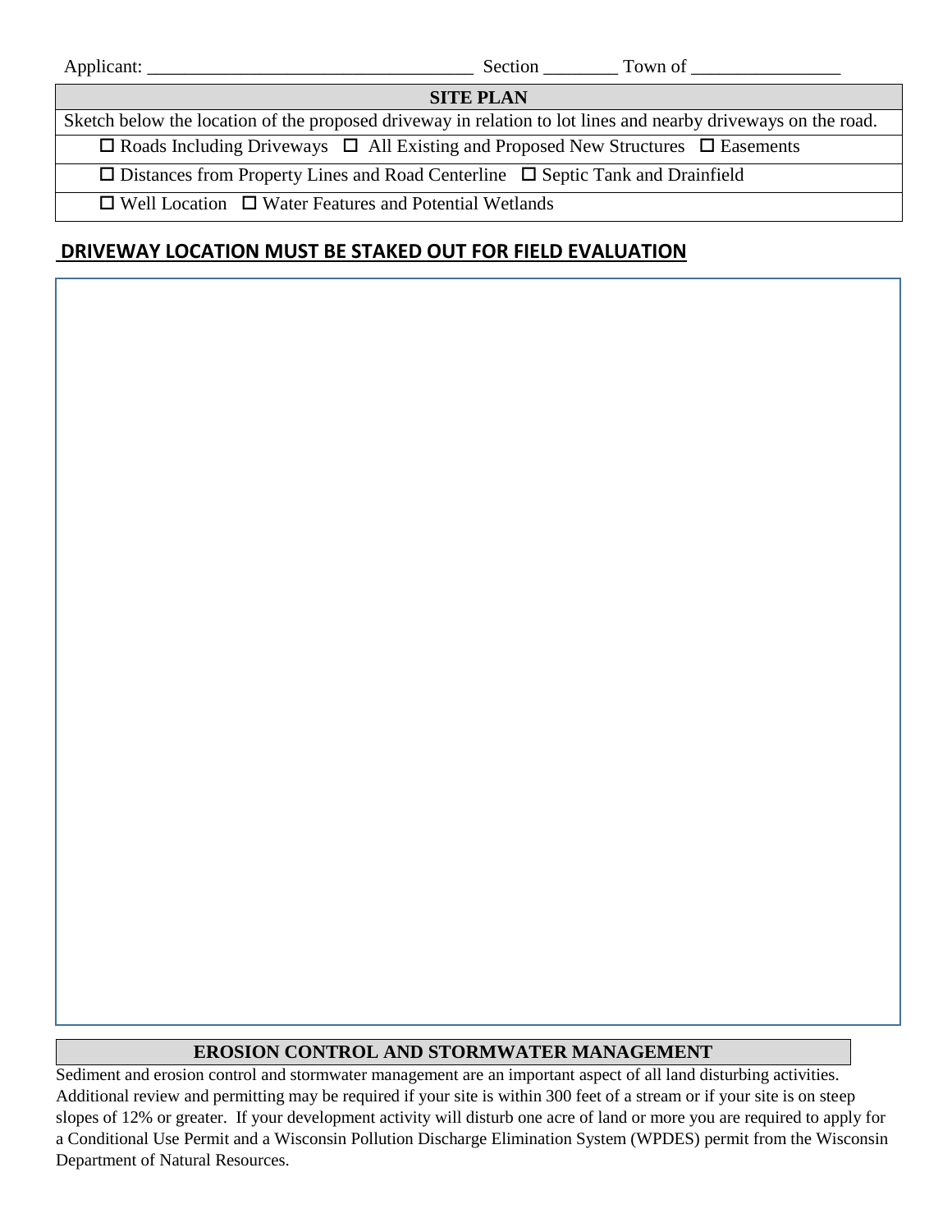Applicant: ___________________________________ Section ________ Town of ________________

| SITE PLAN |
| --- |
| Sketch below the location of the proposed driveway in relation to lot lines and nearby driveways on the road. |
| ☐ Roads Including Driveways ☐ All Existing and Proposed New Structures ☐ Easements |
| ☐ Distances from Property Lines and Road Centerline ☐ Septic Tank and Drainfield |
| ☐ Well Location ☐ Water Features and Potential Wetlands |

## DRIVEWAY LOCATION MUST BE STAKED OUT FOR FIELD EVALUATION

## EROSION CONTROL AND STORMWATER MANAGEMENT

Sediment and erosion control and stormwater management are an important aspect of all land disturbing activities. Additional review and permitting may be required if your site is within 300 feet of a stream or if your site is on steep slopes of 12% or greater. If your development activity will disturb one acre of land or more you are required to apply for a Conditional Use Permit and a Wisconsin Pollution Discharge Elimination System (WPDES) permit from the Wisconsin Department of Natural Resources.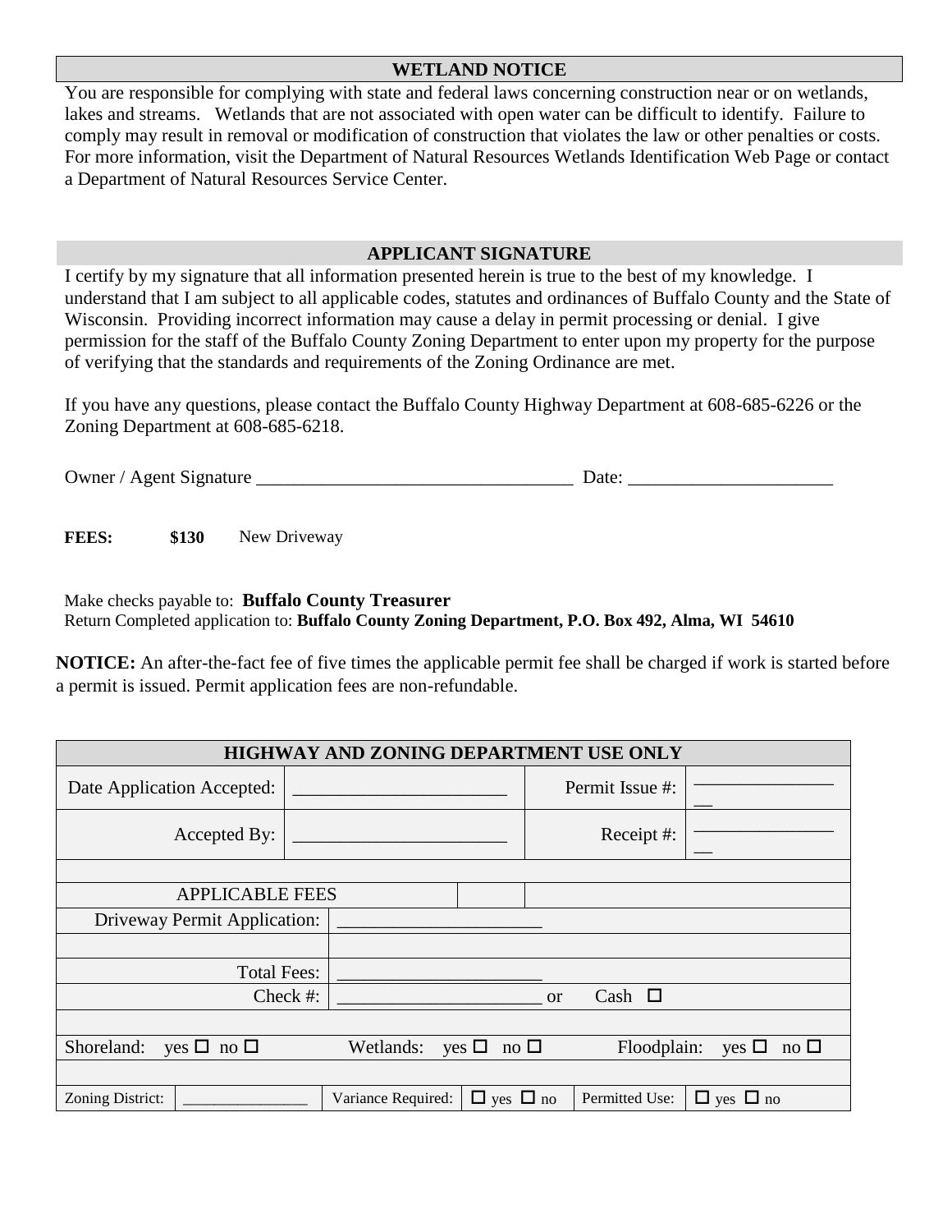## WETLAND NOTICE

You are responsible for complying with state and federal laws concerning construction near or on wetlands, lakes and streams. Wetlands that are not associated with open water can be difficult to identify. Failure to comply may result in removal or modification of construction that violates the law or other penalties or costs. For more information, visit the Department of Natural Resources Wetlands Identification Web Page or contact a Department of Natural Resources Service Center.

## APPLICANT SIGNATURE

I certify by my signature that all information presented herein is true to the best of my knowledge. I understand that I am subject to all applicable codes, statutes and ordinances of Buffalo County and the State of Wisconsin. Providing incorrect information may cause a delay in permit processing or denial. I give permission for the staff of the Buffalo County Zoning Department to enter upon my property for the purpose of verifying that the standards and requirements of the Zoning Ordinance are met.

If you have any questions, please contact the Buffalo County Highway Department at 608-685-6226 or the Zoning Department at 608-685-6218.

Owner / Agent Signature ___________________________________ Date: ______________________

**FEES:** **$130** New Driveway

Make checks payable to: **Buffalo County Treasurer**
Return Completed application to: **Buffalo County Zoning Department, P.O. Box 492, Alma, WI 54610**

**NOTICE:** An after-the-fact fee of five times the applicable permit fee shall be charged if work is started before a permit is issued. Permit application fees are non-refundable.

| HIGHWAY AND ZONING DEPARTMENT USE ONLY | | | |
|---|---|---|---|
| Date Application Accepted: | _______________________ | Permit Issue #: | ________________ |
| Accepted By: | _______________________ | Receipt #: | ________________ |
| | | | |
| APPLICABLE FEES | | | |
| Driveway Permit Application: | ______________________ | | |
| | | | |
| Total Fees: | ______________________ | | |
| Check #: | ______________________ or Cash ☐ | | |
| | | | |
| Shoreland: yes ☐ no ☐ | Wetlands: yes ☐ no ☐ | Floodplain: yes ☐ no ☐ | |
| | | | |
| Zoning District: _______________ | Variance Required: ☐ yes ☐ no | Permitted Use: ☐ yes ☐ no | |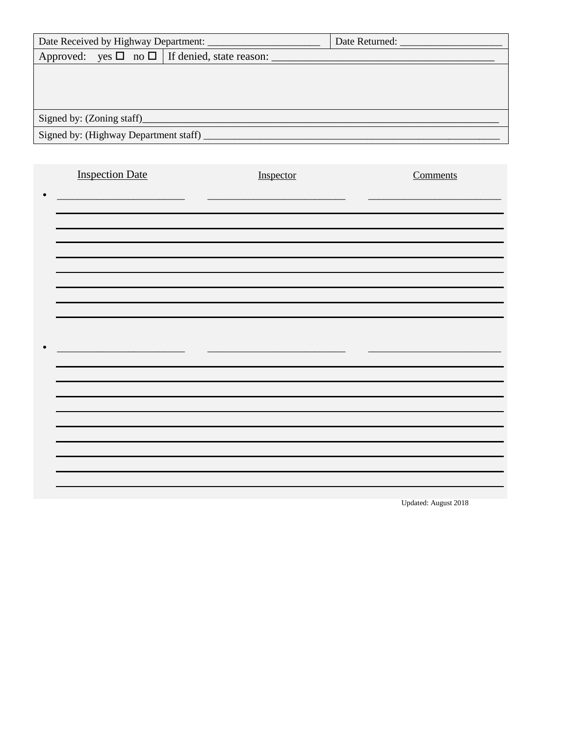| | |
|---|---|
| Date Received by Highway Department: ______________________ | Date Returned: ____________________ |
| Approved: yes ☐ no ☐ | If denied, state reason: __________________________________________ |
| | |
| Signed by: (Zoning staff)___________________________________________________________________________ | |
| Signed by: (Highway Department staff) _____________________________________________________________ | |

| Inspection Date | Inspector | Comments |
|---|---|---|
| • ________________________ | __________________________ | _________________________ |

______________________________________________________________________

______________________________________________________________________

______________________________________________________________________

______________________________________________________________________

______________________________________________________________________

______________________________________________________________________

______________________________________________________________________

______________________________________________________________________

| | | |
|---|---|---|
| • ________________________ | __________________________ | _________________________ |

______________________________________________________________________

______________________________________________________________________

______________________________________________________________________

______________________________________________________________________

______________________________________________________________________

______________________________________________________________________

______________________________________________________________________

______________________________________________________________________

______________________________________________________________________

Updated: August 2018